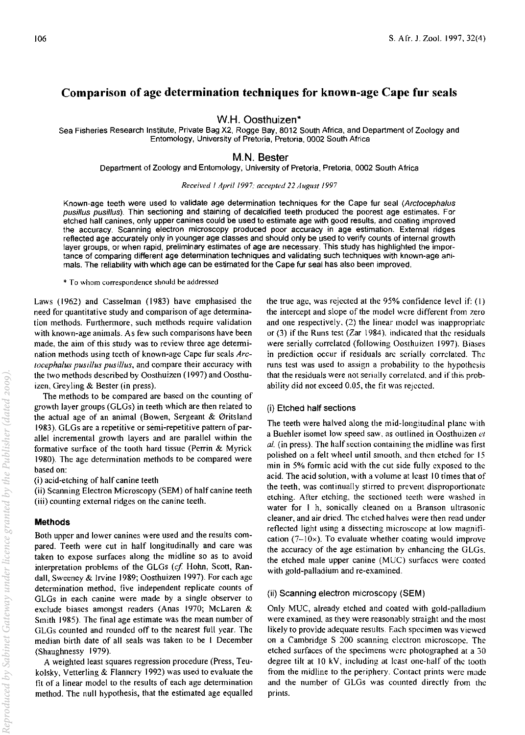# Comparison of age determination techniques for known-age Cape fur seals

**W.H. Oosthuizen***

Sea Fisheries Research Institute, Private Bag X2, Rogge Bay, 8012 South Africa, and Department of Zoology and Entomology, University of Pretoria, Pretoria, 0002 South Africa

**M.N. Bester**

Department of Zoology and Entomology, University of Pretoria, Pretoria, 0002 South Africa

*Received 1 April 1997; accepted 22 August 1997*

Known-age teeth were used to validate age determination techniques for the Cape fur seal (*Arctocephalus pusillus pusillus*). Thin sectioning and staining of decalcified teeth produced the poorest age estimates. For etched half canines, only upper canines could be used to estimate age with good results, and coating improved the accuracy. Scanning electron microscopy produced poor accuracy in age estimation. External ridges reflected age accurately only in younger age classes and should only be used to verify counts of internal growth layer groups, or when rapid, preliminary estimates of age are necessary. This study has highlighted the importance of comparing different age determination techniques and validating such techniques with known-age animals. The reliability with which age can be estimated for the Cape fur seal has also been improved.

\* To whom correspondence should be addressed

Laws (1962) and Casselman (1983) have emphasised the need for quantitative study and comparison of age determination methods. Furthermore, such methods require validation with known-age animals. As few such comparisons have been made, the aim of this study was to review three age determination methods using teeth of known-age Cape fur seals *Arctocephalus pusillus pusillus*, and compare their accuracy with the two methods described by Oosthuizen (1997) and Oosthuizen, Greyling & Bester (in press).

The methods to be compared are based on the counting of growth layer groups (GLGs) in teeth which are then related to the actual age of an animal (Bowen, Sergeant & Øritsland 1983). GLGs are a repetitive or semi-repetitive pattern of parallel incremental growth layers and are parallel within the formative surface of the tooth hard tissue (Perrin & Myrick 1980). The age determination methods to be compared were based on:

(i) acid-etching of half canine teeth
(ii) Scanning Electron Microscopy (SEM) of half canine teeth
(iii) counting external ridges on the canine teeth.

## Methods

Both upper and lower canines were used and the results compared. Teeth were cut in half longitudinally and care was taken to expose surfaces along the midline so as to avoid interpretation problems of the GLGs (*cf.* Hohn, Scott, Randall, Sweeney & Irvine 1989; Oosthuizen 1997). For each age determination method, five independent replicate counts of GLGs in each canine were made by a single observer to exclude biases amongst readers (Anas 1970; McLaren & Smith 1985). The final age estimate was the mean number of GLGs counted and rounded off to the nearest full year. The median birth date of all seals was taken to be 1 December (Shaughnessy 1979).

A weighted least squares regression procedure (Press, Teukolsky, Vetterling & Flannery 1992) was used to evaluate the fit of a linear model to the results of each age determination method. The null hypothesis, that the estimated age equalled the true age, was rejected at the 95% confidence level if: (1) the intercept and slope of the model were different from zero and one respectively, (2) the linear model was inappropriate or (3) if the Runs test (Zar 1984), indicated that the residuals were serially correlated (following Oosthuizen 1997). Biases in prediction occur if residuals are serially correlated. The runs test was used to assign a probability to the hypothesis that the residuals were not serially correlated, and if this probability did not exceed 0.05, the fit was rejected.

### (i) Etched half sections

The teeth were halved along the mid-longitudinal plane with a Buehler isomet low speed saw, as outlined in Oosthuizen *et al.* (in press). The half section containing the midline was first polished on a felt wheel until smooth, and then etched for 15 min in 5% formic acid with the cut side fully exposed to the acid. The acid solution, with a volume at least 10 times that of the teeth, was continually stirred to prevent disproportionate etching. After etching, the sectioned teeth were washed in water for 1 h, sonically cleaned on a Branson ultrasonic cleaner, and air dried. The etched halves were then read under reflected light using a dissecting microscope at low magnification (7–10×). To evaluate whether coating would improve the accuracy of the age estimation by enhancing the GLGs, the etched male upper canine (MUC) surfaces were coated with gold-palladium and re-examined.

### (ii) Scanning electron microscopy (SEM)

Only MUC, already etched and coated with gold-palladium were examined, as they were reasonably straight and the most likely to provide adequate results. Each specimen was viewed on a Cambridge S 200 scanning electron microscope. The etched surfaces of the specimens were photographed at a 30 degree tilt at 10 kV, including at least one-half of the tooth from the midline to the periphery. Contact prints were made and the number of GLGs was counted directly from the prints.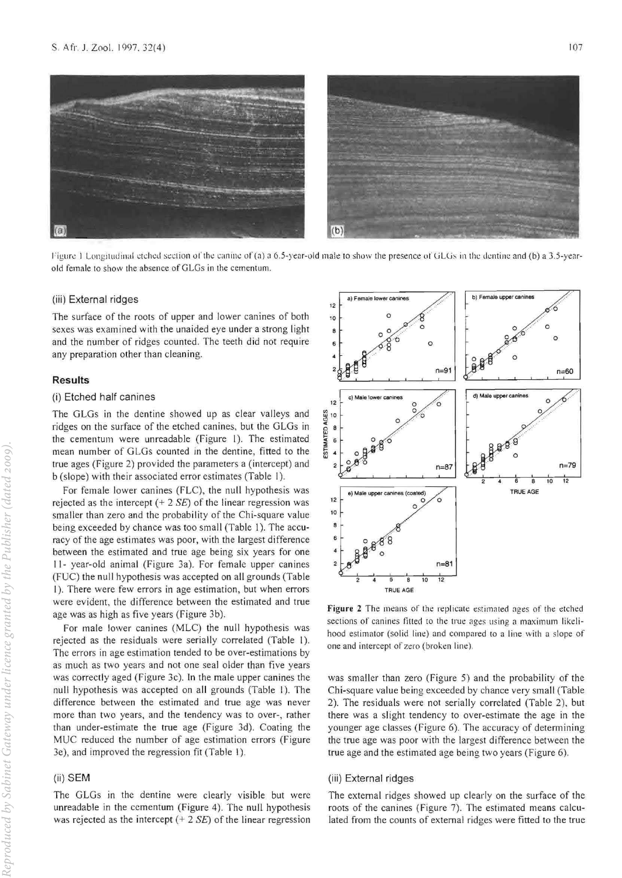Figure 1 Longitudinal etched section of the canine of (a) a 6.5-year-old male to show the presence of GLGs in the dentine and (b) a 3.5-year-old female to show the absence of GLGs in the cementum.

### (iii) External ridges

The surface of the roots of upper and lower canines of both sexes was examined with the unaided eye under a strong light and the number of ridges counted. The teeth did not require any preparation other than cleaning.

## Results

### (i) Etched half canines

The GLGs in the dentine showed up as clear valleys and ridges on the surface of the etched canines, but the GLGs in the cementum were unreadable (Figure 1). The estimated mean number of GLGs counted in the dentine, fitted to the true ages (Figure 2) provided the parameters a (intercept) and b (slope) with their associated error estimates (Table 1).

For female lower canines (FLC), the null hypothesis was rejected as the intercept (+ 2 *SE*) of the linear regression was smaller than zero and the probability of the Chi-square value being exceeded by chance was too small (Table 1). The accuracy of the age estimates was poor, with the largest difference between the estimated and true age being six years for one 11- year-old animal (Figure 3a). For female upper canines (FUC) the null hypothesis was accepted on all grounds (Table 1). There were few errors in age estimation, but when errors were evident, the difference between the estimated and true age was as high as five years (Figure 3b).

For male lower canines (MLC) the null hypothesis was rejected as the residuals were serially correlated (Table 1). The errors in age estimation tended to be over-estimations by as much as two years and not one seal older than five years was correctly aged (Figure 3c). In the male upper canines the null hypothesis was accepted on all grounds (Table 1). The difference between the estimated and true age was never more than two years, and the tendency was to over-, rather than under-estimate the true age (Figure 3d). Coating the MUC reduced the number of age estimation errors (Figure 3e), and improved the regression fit (Table 1).

### (ii) SEM

The GLGs in the dentine were clearly visible but were unreadable in the cementum (Figure 4). The null hypothesis was rejected as the intercept (+ 2 *SE*) of the linear regression was smaller than zero (Figure 5) and the probability of the Chi-square value being exceeded by chance very small (Table 2). The residuals were not serially correlated (Table 2), but there was a slight tendency to over-estimate the age in the younger age classes (Figure 6). The accuracy of determining the true age was poor with the largest difference between the true age and the estimated age being two years (Figure 6).

### (iii) External ridges

The external ridges showed up clearly on the surface of the roots of the canines (Figure 7). The estimated means calculated from the counts of external ridges were fitted to the true

**Figure 2** The means of the replicate estimated ages of the etched sections of canines fitted to the true ages using a maximum likelihood estimator (solid line) and compared to a line with a slope of one and intercept of zero (broken line).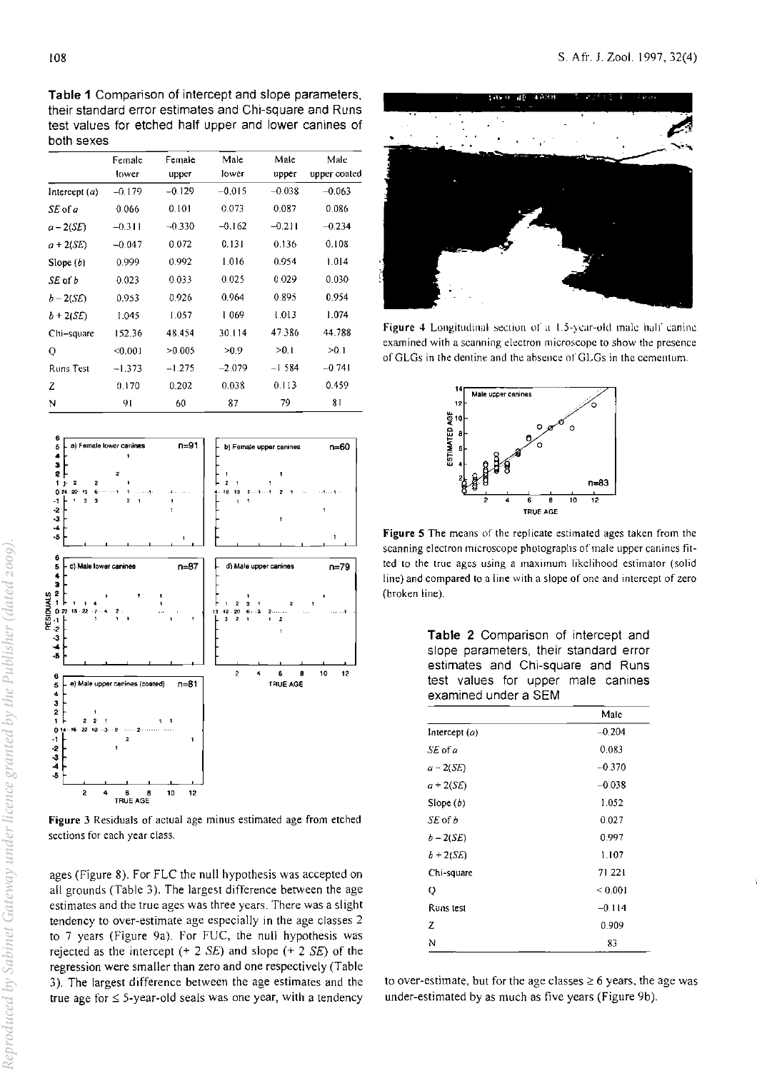**Table 1** Comparison of intercept and slope parameters, their standard error estimates and Chi-square and Runs test values for etched half upper and lower canines of both sexes

| | Female lower | Female upper | Male lower | Male upper | Male upper coated |
|---|---|---|---|---|---|
| Intercept ($a$) | −0.179 | −0.129 | −0.015 | −0.038 | −0.063 |
| $SE$ of $a$ | 0.066 | 0.101 | 0.073 | 0.087 | 0.086 |
| $a - 2(SE)$ | −0.311 | −0.330 | −0.162 | −0.211 | −0.234 |
| $a + 2(SE)$ | −0.047 | 0.072 | 0.131 | 0.136 | 0.108 |
| Slope ($b$) | 0.999 | 0.992 | 1.016 | 0.954 | 1.014 |
| $SE$ of $b$ | 0.023 | 0.033 | 0.025 | 0.029 | 0.030 |
| $b - 2(SE)$ | 0.953 | 0.926 | 0.964 | 0.895 | 0.954 |
| $b + 2(SE)$ | 1.045 | 1.057 | 1.069 | 1.013 | 1.074 |
| Chi-square | 152.36 | 48.454 | 30.114 | 47.386 | 44.788 |
| Q | <0.001 | >0.005 | >0.9 | >0.1 | >0.1 |
| Runs Test | −1.373 | −1.275 | −2.079 | −1.584 | −0.741 |
| Z | 0.170 | 0.202 | 0.038 | 0.113 | 0.459 |
| N | 91 | 60 | 87 | 79 | 81 |

**Figure 3** Residuals of actual age minus estimated age from etched sections for each year class.

ages (Figure 8). For FLC the null hypothesis was accepted on all grounds (Table 3). The largest difference between the age estimates and the true ages was three years. There was a slight tendency to over-estimate age especially in the age classes 2 to 7 years (Figure 9a). For FUC, the null hypothesis was rejected as the intercept (+ 2 *SE*) and slope (+ 2 *SE*) of the regression were smaller than zero and one respectively (Table 3). The largest difference between the age estimates and the true age for ≤ 5-year-old seals was one year, with a tendency to over-estimate, but for the age classes ≥ 6 years, the age was under-estimated by as much as five years (Figure 9b).

**Figure 4** Longitudinal section of a 1.5-year-old male half canine examined with a scanning electron microscope to show the presence of GLGs in the dentine and the absence of GLGs in the cementum.

**Figure 5** The means of the replicate estimated ages taken from the scanning electron microscope photographs of male upper canines fitted to the true ages using a maximum likelihood estimator (solid line) and compared to a line with a slope of one and intercept of zero (broken line).

**Table 2** Comparison of intercept and slope parameters, their standard error estimates and Chi-square and Runs test values for upper male canines examined under a SEM

| | Male |
|---|---|
| Intercept ($a$) | −0.204 |
| $SE$ of $a$ | 0.083 |
| $a - 2(SE)$ | −0.370 |
| $a + 2(SE)$ | −0.038 |
| Slope ($b$) | 1.052 |
| $SE$ of $b$ | 0.027 |
| $b - 2(SE)$ | 0.997 |
| $b + 2(SE)$ | 1.107 |
| Chi-square | 71.221 |
| Q | < 0.001 |
| Runs test | −0.114 |
| Z | 0.909 |
| N | 83 |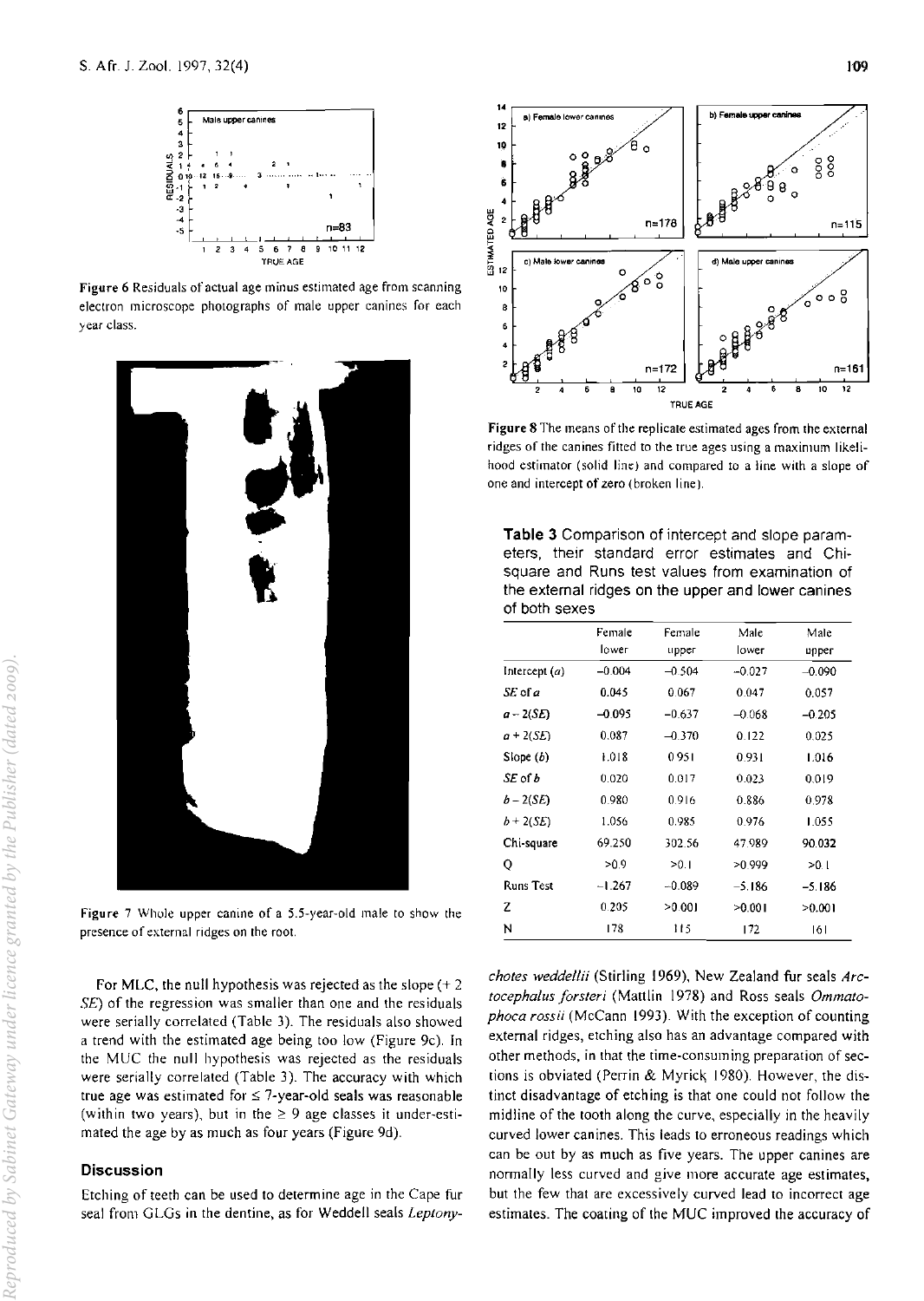Figure 6 Residuals of actual age minus estimated age from scanning electron microscope photographs of male upper canines for each year class.

Figure 7 Whole upper canine of a 5.5-year-old male to show the presence of external ridges on the root.

For MLC, the null hypothesis was rejected as the slope (+ 2 *SE*) of the regression was smaller than one and the residuals were serially correlated (Table 3). The residuals also showed a trend with the estimated age being too low (Figure 9c). In the MUC the null hypothesis was rejected as the residuals were serially correlated (Table 3). The accuracy with which true age was estimated for ≤ 7-year-old seals was reasonable (within two years), but in the ≥ 9 age classes it under-estimated the age by as much as four years (Figure 9d).

## Discussion

Etching of teeth can be used to determine age in the Cape fur seal from GLGs in the dentine, as for Weddell seals *Leptonychotes weddellii* (Stirling 1969), New Zealand fur seals *Arctocephalus forsteri* (Mattlin 1978) and Ross seals *Ommatophoca rossii* (McCann 1993). With the exception of counting external ridges, etching also has an advantage compared with other methods, in that the time-consuming preparation of sections is obviated (Perrin & Myrick 1980). However, the distinct disadvantage of etching is that one could not follow the midline of the tooth along the curve, especially in the heavily curved lower canines. This leads to erroneous readings which can be out by as much as five years. The upper canines are normally less curved and give more accurate age estimates, but the few that are excessively curved lead to incorrect age estimates. The coating of the MUC improved the accuracy of

Figure 8 The means of the replicate estimated ages from the external ridges of the canines fitted to the true ages using a maximum likelihood estimator (solid line) and compared to a line with a slope of one and intercept of zero (broken line).

**Table 3** Comparison of intercept and slope parameters, their standard error estimates and Chi-square and Runs test values from examination of the external ridges on the upper and lower canines of both sexes

| | Female lower | Female upper | Male lower | Male upper |
|---|---|---|---|---|
| Intercept (*a*) | −0.004 | −0.504 | −0.027 | −0.090 |
| *SE* of *a* | 0.045 | 0.067 | 0.047 | 0.057 |
| *a* − 2(*SE*) | −0.095 | −0.637 | −0.068 | −0.205 |
| *a* + 2(*SE*) | 0.087 | −0.370 | 0.122 | 0.025 |
| Slope (*b*) | 1.018 | 0.951 | 0.931 | 1.016 |
| *SE* of *b* | 0.020 | 0.017 | 0.023 | 0.019 |
| *b* − 2(*SE*) | 0.980 | 0.916 | 0.886 | 0.978 |
| *b* + 2(*SE*) | 1.056 | 0.985 | 0.976 | 1.055 |
| Chi-square | 69.250 | 302.56 | 47.989 | 90.032 |
| Q | >0.9 | >0.1 | >0.999 | >0.1 |
| Runs Test | −1.267 | −0.089 | −5.186 | −5.186 |
| Z | 0.205 | >0.001 | >0.001 | >0.001 |
| N | 178 | 115 | 172 | 161 |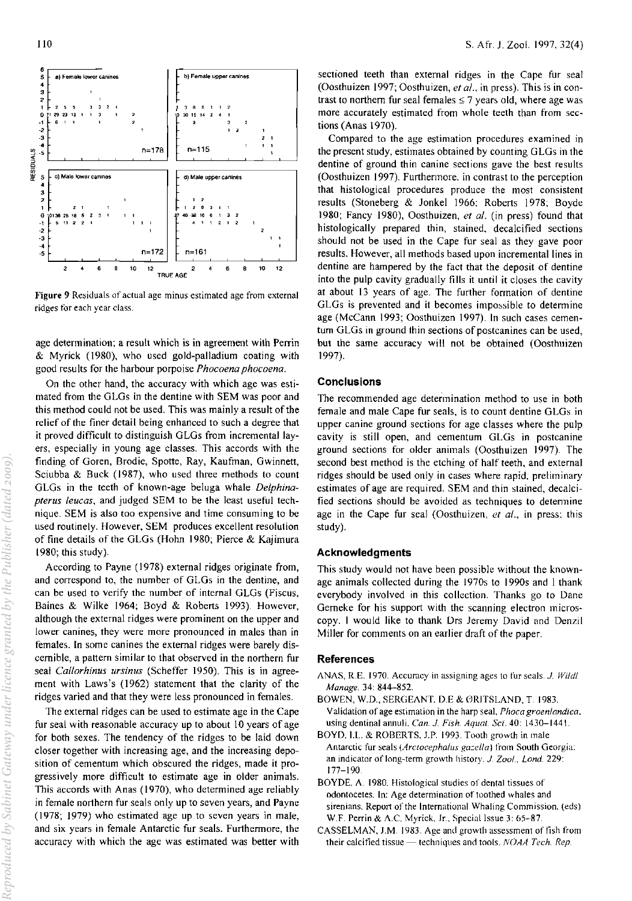Figure 9 Residuals of actual age minus estimated age from external ridges for each year class.

age determination; a result which is in agreement with Perrin & Myrick (1980), who used gold-palladium coating with good results for the harbour porpoise *Phocoena phocoena*.

On the other hand, the accuracy with which age was estimated from the GLGs in the dentine with SEM was poor and this method could not be used. This was mainly a result of the relief of the finer detail being enhanced to such a degree that it proved difficult to distinguish GLGs from incremental layers, especially in young age classes. This accords with the finding of Goren, Brodie, Spotte, Ray, Kaufman, Gwinnett, Sciubba & Buck (1987), who used three methods to count GLGs in the teeth of known-age beluga whale *Delphinapterus leucas*, and judged SEM to be the least useful technique. SEM is also too expensive and time consuming to be used routinely. However, SEM produces excellent resolution of fine details of the GLGs (Hohn 1980; Pierce & Kajimura 1980; this study).

According to Payne (1978) external ridges originate from, and correspond to, the number of GLGs in the dentine, and can be used to verify the number of internal GLGs (Fiscus, Baines & Wilke 1964; Boyd & Roberts 1993). However, although the external ridges were prominent on the upper and lower canines, they were more pronounced in males than in females. In some canines the external ridges were barely discernible, a pattern similar to that observed in the northern fur seal *Callorhinus ursinus* (Scheffer 1950). This is in agreement with Laws's (1962) statement that the clarity of the ridges varied and that they were less pronounced in females.

The external ridges can be used to estimate age in the Cape fur seal with reasonable accuracy up to about 10 years of age for both sexes. The tendency of the ridges to be laid down closer together with increasing age, and the increasing deposition of cementum which obscured the ridges, made it progressively more difficult to estimate age in older animals. This accords with Anas (1970), who determined age reliably in female northern fur seals only up to seven years, and Payne (1978; 1979) who estimated age up to seven years in male, and six years in female Antarctic fur seals. Furthermore, the accuracy with which the age was estimated was better with sectioned teeth than external ridges in the Cape fur seal (Oosthuizen 1997; Oosthuizen, *et al.*, in press). This is in contrast to northern fur seal females ≤ 7 years old, where age was more accurately estimated from whole teeth than from sections (Anas 1970).

Compared to the age estimation procedures examined in the present study, estimates obtained by counting GLGs in the dentine of ground thin canine sections gave the best results (Oosthuizen 1997). Furthermore, in contrast to the perception that histological procedures produce the most consistent results (Stoneberg & Jonkel 1966; Roberts 1978; Boyde 1980; Fancy 1980), Oosthuizen, *et al.* (in press) found that histologically prepared thin, stained, decalcified sections should not be used in the Cape fur seal as they gave poor results. However, all methods based upon incremental lines in dentine are hampered by the fact that the deposit of dentine into the pulp cavity gradually fills it until it closes the cavity at about 13 years of age. The further formation of dentine GLGs is prevented and it becomes impossible to determine age (McCann 1993; Oosthuizen 1997). In such cases cementum GLGs in ground thin sections of postcanines can be used, but the same accuracy will not be obtained (Oosthuizen 1997).

## Conclusions

The recommended age determination method to use in both female and male Cape fur seals, is to count dentine GLGs in upper canine ground sections for age classes where the pulp cavity is still open, and cementum GLGs in postcanine ground sections for older animals (Oosthuizen 1997). The second best method is the etching of half teeth, and external ridges should be used only in cases where rapid, preliminary estimates of age are required. SEM and thin stained, decalcified sections should be avoided as techniques to determine age in the Cape fur seal (Oosthuizen, *et al.*, in press; this study).

## Acknowledgments

This study would not have been possible without the known-age animals collected during the 1970s to 1990s and I thank everybody involved in this collection. Thanks go to Dane Gerneke for his support with the scanning electron microscopy. I would like to thank Drs Jeremy David and Denzil Miller for comments on an earlier draft of the paper.

## References

ANAS, R.E. 1970. Accuracy in assigning ages to fur seals. *J. Wildl Manage.* 34: 844–852.

BOWEN, W.D., SERGEANT, D.E & ØRITSLAND, T. 1983. Validation of age estimation in the harp seal, *Phoca groenlandica*, using dentinal annuli. *Can. J. Fish. Aquat. Sci.* 40: 1430–1441.

BOYD, I.L. & ROBERTS, J.P. 1993. Tooth growth in male Antarctic fur seals (*Arctocephalus gazella*) from South Georgia: an indicator of long-term growth history. *J. Zool., Lond.* 229: 177–190.

BOYDE, A. 1980. Histological studies of dental tissues of odontocetes. In: Age determination of toothed whales and sirenians. Report of the International Whaling Commission. (eds) W.F. Perrin & A.C. Myrick, Jr., Special Issue 3: 65–87.

CASSELMAN, J.M. 1983. Age and growth assessment of fish from their calcified tissue — techniques and tools. *NOAA Tech. Rep.*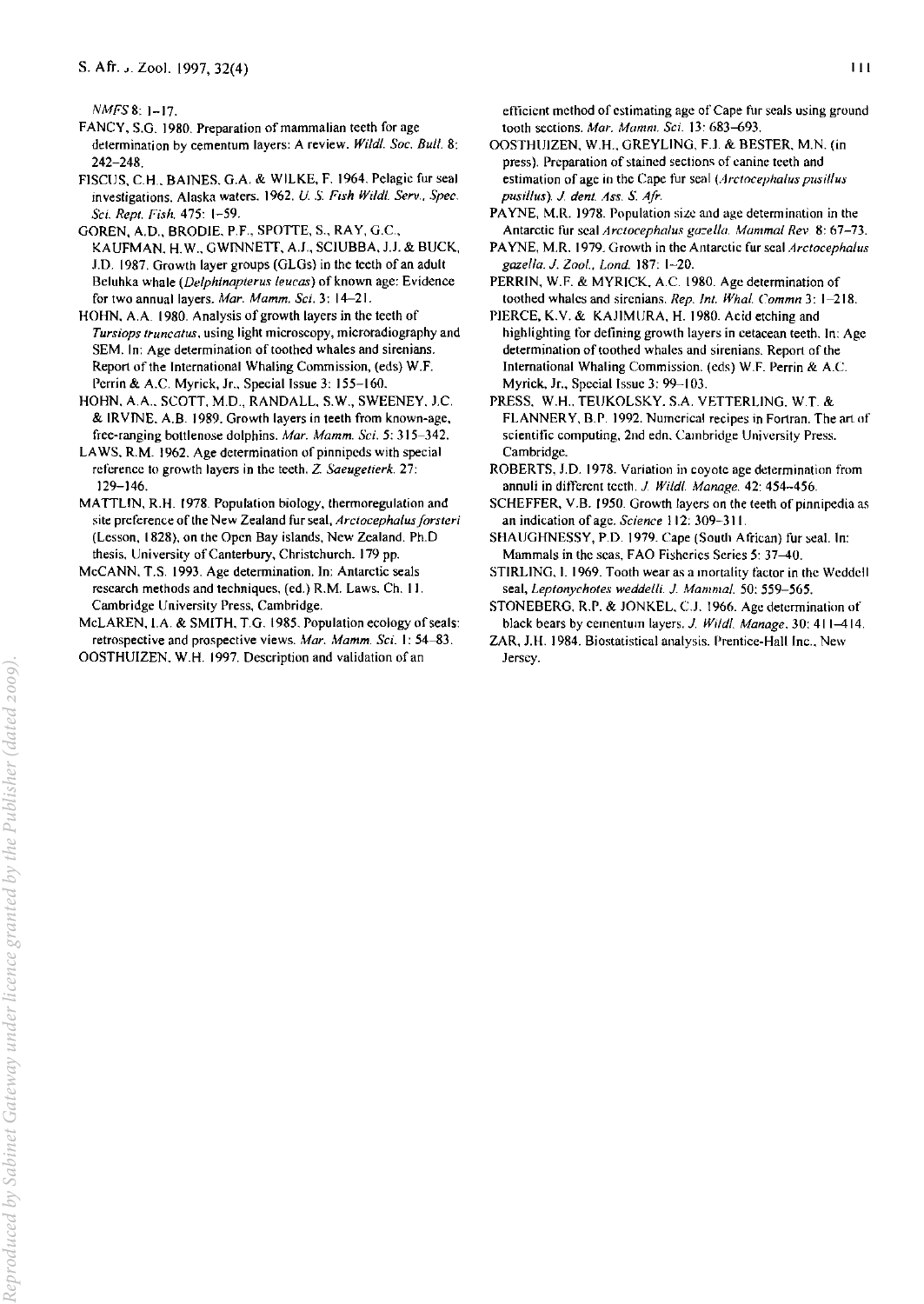NMFS 8: 1–17.

FANCY, S.G. 1980. Preparation of mammalian teeth for age determination by cementum layers: A review. *Wildl. Soc. Bull.* 8: 242–248.

FISCUS, C.H., BAINES, G.A. & WILKE, F. 1964. Pelagic fur seal investigations, Alaska waters. 1962. *U. S. Fish Wildl. Serv., Spec. Sci. Rept. Fish.* 475: 1–59.

GOREN, A.D., BRODIE, P.F., SPOTTE, S., RAY, G.C., KAUFMAN, H.W., GWINNETT, A.J., SCIUBBA, J.J. & BUCK, J.D. 1987. Growth layer groups (GLGs) in the teeth of an adult Beluhka whale (*Delphinapterus leucas*) of known age: Evidence for two annual layers. *Mar. Mamm. Sci.* 3: 14–21.

HOHN, A.A. 1980. Analysis of growth layers in the teeth of *Tursiops truncatus*, using light microscopy, microradiography and SEM. In: Age determination of toothed whales and sirenians. Report of the International Whaling Commission, (eds) W.F. Perrin & A.C. Myrick, Jr., Special Issue 3: 155–160.

HOHN, A.A., SCOTT, M.D., RANDALL, S.W., SWEENEY, J.C. & IRVINE, A.B. 1989. Growth layers in teeth from known-age, free-ranging bottlenose dolphins. *Mar. Mamm. Sci.* 5: 315–342.

LAWS, R.M. 1962. Age determination of pinnipeds with special reference to growth layers in the teeth. *Z. Saeugetierk.* 27: 129–146.

MATTLIN, R.H. 1978. Population biology, thermoregulation and site preference of the New Zealand fur seal, *Arctocephalus forsteri* (Lesson, 1828), on the Open Bay islands, New Zealand. Ph.D thesis, University of Canterbury, Christchurch. 179 pp.

McCANN, T.S. 1993. Age determination. In: Antarctic seals research methods and techniques, (ed.) R.M. Laws. Ch. 11. Cambridge University Press, Cambridge.

McLAREN, I.A. & SMITH, T.G. 1985. Population ecology of seals: retrospective and prospective views. *Mar. Mamm. Sci.* 1: 54–83.

OOSTHUIZEN, W.H. 1997. Description and validation of an efficient method of estimating age of Cape fur seals using ground tooth sections. *Mar. Mamm. Sci.* 13: 683–693.

OOSTHUIZEN, W.H., GREYLING, F.J. & BESTER, M.N. (in press). Preparation of stained sections of canine teeth and estimation of age in the Cape fur seal (*Arctocephalus pusillus pusillus*). *J. dent. Ass. S. Afr.*

PAYNE, M.R. 1978. Population size and age determination in the Antarctic fur seal *Arctocephalus gazella*. *Mammal Rev.* 8: 67–73.

PAYNE, M.R. 1979. Growth in the Antarctic fur seal *Arctocephalus gazella*. *J. Zool., Lond.* 187: 1–20.

PERRIN, W.F. & MYRICK, A.C. 1980. Age determination of toothed whales and sirenians. *Rep. Int. Whal. Commn* 3: 1–218.

PIERCE, K.V. & KAJIMURA, H. 1980. Acid etching and highlighting for defining growth layers in cetacean teeth. In: Age determination of toothed whales and sirenians. Report of the International Whaling Commission. (eds) W.F. Perrin & A.C. Myrick, Jr., Special Issue 3: 99–103.

PRESS, W.H., TEUKOLSKY, S.A. VETTERLING, W.T. & FLANNERY, B.P. 1992. Numerical recipes in Fortran. The art of scientific computing, 2nd edn. Cambridge University Press. Cambridge.

ROBERTS, J.D. 1978. Variation in coyote age determination from annuli in different teeth. *J. Wildl. Manage.* 42: 454–456.

SCHEFFER, V.B. 1950. Growth layers on the teeth of pinnipedia as an indication of age. *Science* 112: 309–311.

SHAUGHNESSY, P.D. 1979. Cape (South African) fur seal. In: Mammals in the seas, FAO Fisheries Series 5: 37–40.

STIRLING, I. 1969. Tooth wear as a mortality factor in the Weddell seal, *Leptonychotes weddelli*. *J. Mammal.* 50: 559–565.

STONEBERG, R.P. & JONKEL, C.J. 1966. Age determination of black bears by cementum layers. *J. Wildl. Manage.* 30: 411–414.

ZAR, J.H. 1984. Biostatistical analysis. Prentice-Hall Inc., New Jersey.